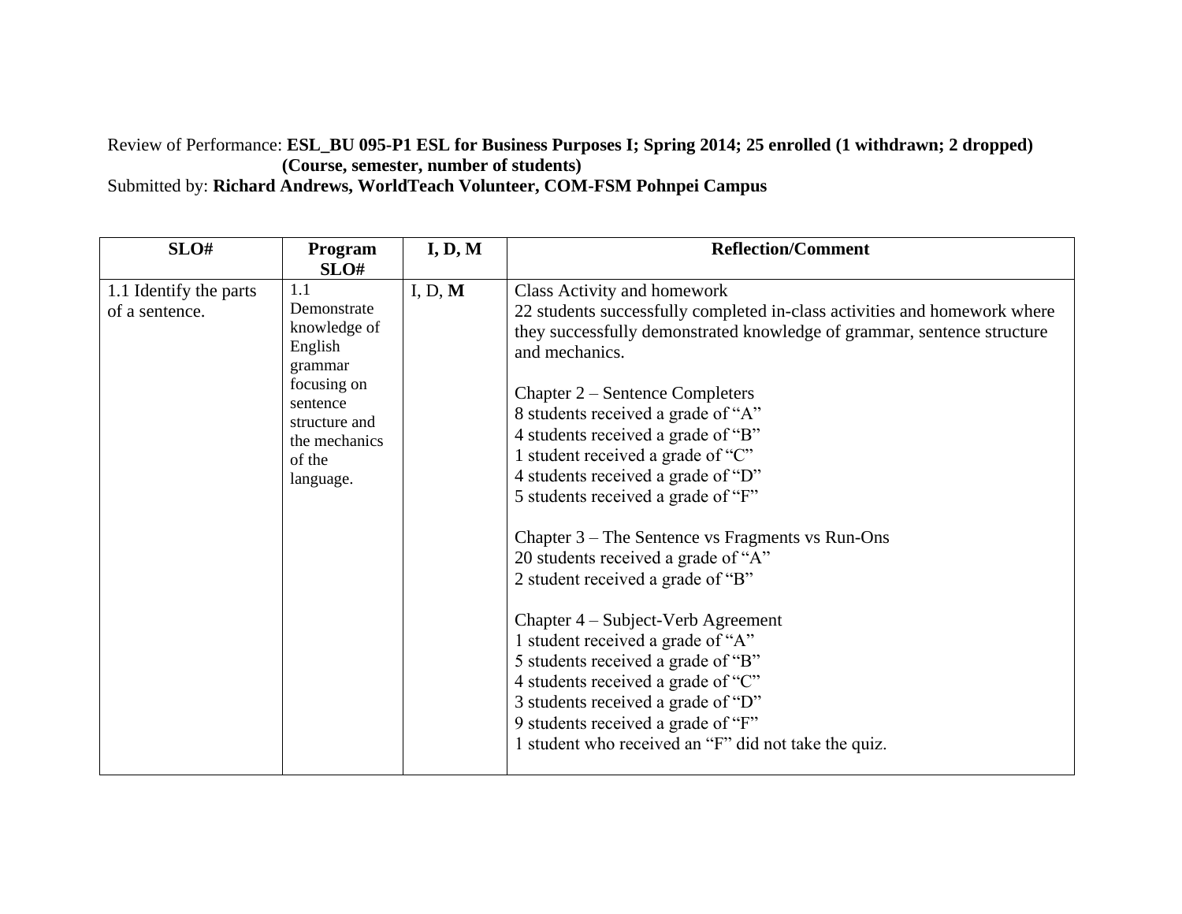Review of Performance: **ESL_BU 095-P1 ESL for Business Purposes I; Spring 2014; 25 enrolled (1 withdrawn; 2 dropped)**
**(Course, semester, number of students)**
Submitted by: **Richard Andrews, WorldTeach Volunteer, COM-FSM Pohnpei Campus**

| SLO# | Program SLO# | I, D, M | Reflection/Comment |
|---|---|---|---|
| 1.1 Identify the parts of a sentence. | 1.1 Demonstrate knowledge of English grammar focusing on sentence structure and the mechanics of the language. | I, D, **M** | Class Activity and homework<br>22 students successfully completed in-class activities and homework where they successfully demonstrated knowledge of grammar, sentence structure and mechanics.<br><br>Chapter 2 – Sentence Completers<br>8 students received a grade of "A"<br>4 students received a grade of "B"<br>1 student received a grade of "C"<br>4 students received a grade of "D"<br>5 students received a grade of "F"<br><br>Chapter 3 – The Sentence vs Fragments vs Run-Ons<br>20 students received a grade of "A"<br>2 student received a grade of "B"<br><br>Chapter 4 – Subject-Verb Agreement<br>1 student received a grade of "A"<br>5 students received a grade of "B"<br>4 students received a grade of "C"<br>3 students received a grade of "D"<br>9 students received a grade of "F"<br>1 student who received an "F" did not take the quiz. |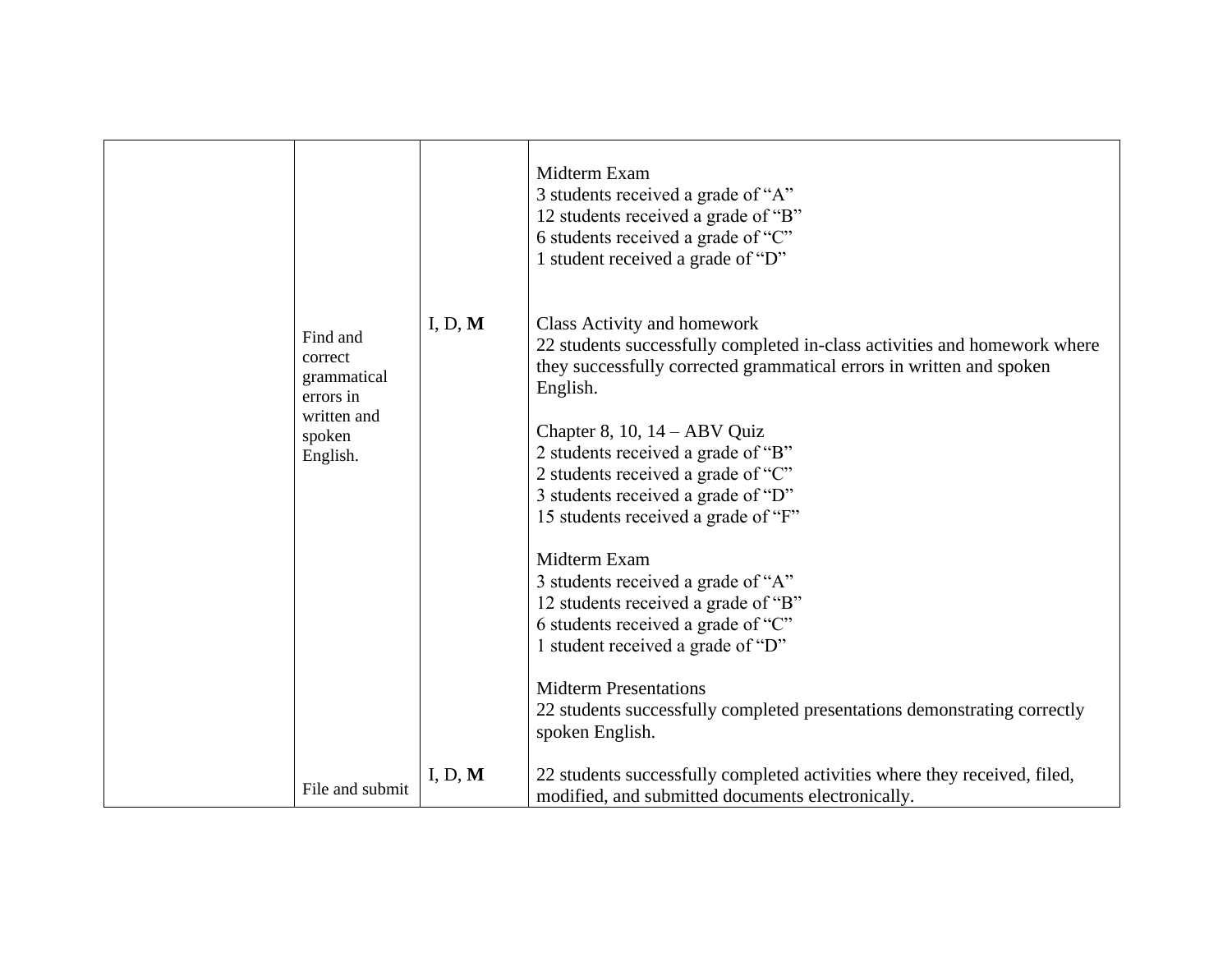|  |  |  |  |
|---|---|---|---|
|  |  |  | Midterm Exam<br>3 students received a grade of "A"<br>12 students received a grade of "B"<br>6 students received a grade of "C"<br>1 student received a grade of "D" |
|  | Find and correct grammatical errors in written and spoken English. | I, D, **M** | Class Activity and homework<br>22 students successfully completed in-class activities and homework where they successfully corrected grammatical errors in written and spoken English.<br><br>Chapter 8, 10, 14 – ABV Quiz<br>2 students received a grade of "B"<br>2 students received a grade of "C"<br>3 students received a grade of "D"<br>15 students received a grade of "F"<br><br>Midterm Exam<br>3 students received a grade of "A"<br>12 students received a grade of "B"<br>6 students received a grade of "C"<br>1 student received a grade of "D"<br><br>Midterm Presentations<br>22 students successfully completed presentations demonstrating correctly spoken English. |
|  | File and submit | I, D, **M** | 22 students successfully completed activities where they received, filed, modified, and submitted documents electronically. |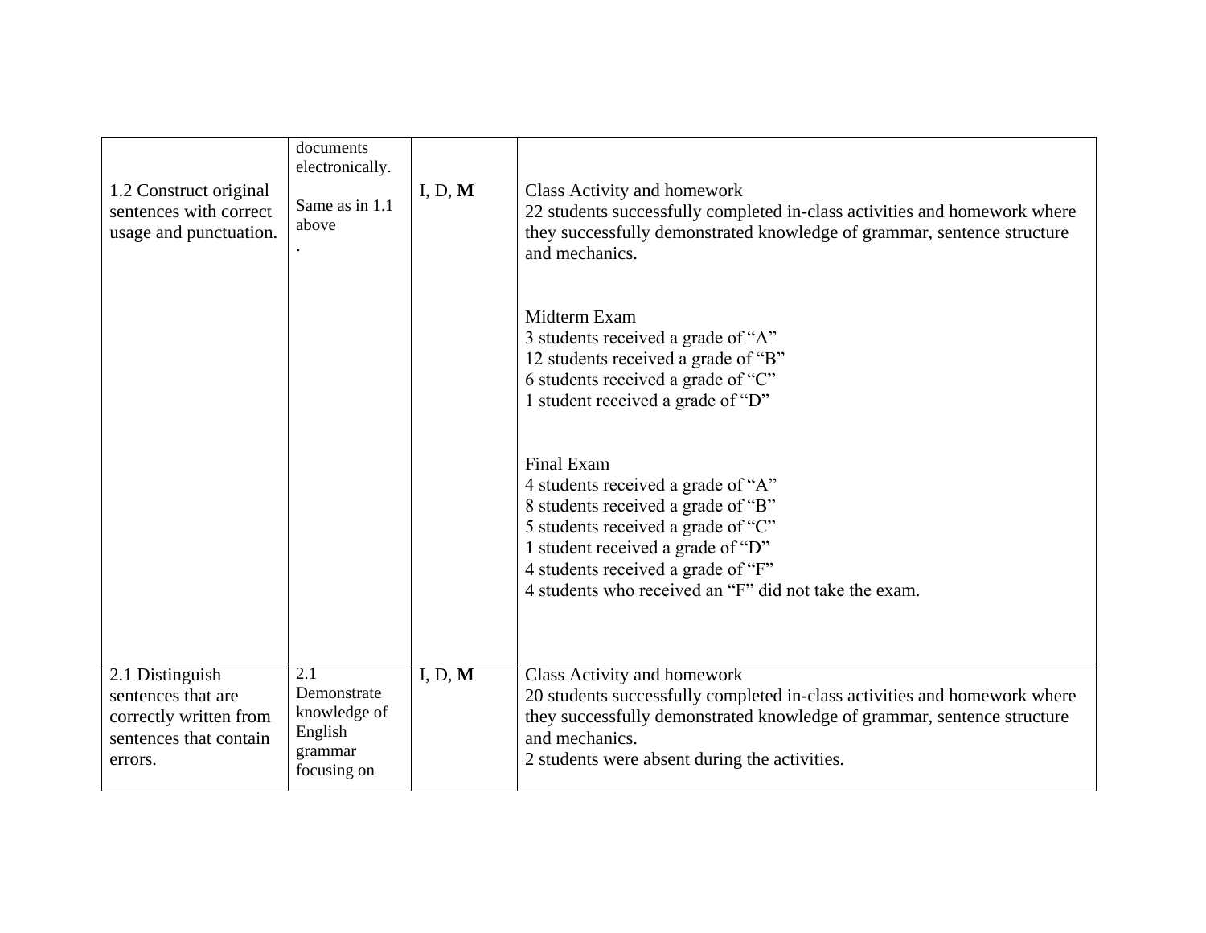| | | | |
|---|---|---|---|
| 1.2 Construct original sentences with correct usage and punctuation. | documents electronically.<br><br>Same as in 1.1 above<br>. | I, D, **M** | Class Activity and homework<br>22 students successfully completed in-class activities and homework where they successfully demonstrated knowledge of grammar, sentence structure and mechanics.<br><br>Midterm Exam<br>3 students received a grade of "A"<br>12 students received a grade of "B"<br>6 students received a grade of "C"<br>1 student received a grade of "D"<br><br>Final Exam<br>4 students received a grade of "A"<br>8 students received a grade of "B"<br>5 students received a grade of "C"<br>1 student received a grade of "D"<br>4 students received a grade of "F"<br>4 students who received an "F" did not take the exam. |
| 2.1 Distinguish sentences that are correctly written from sentences that contain errors. | 2.1 Demonstrate knowledge of English grammar focusing on | I, D, **M** | Class Activity and homework<br>20 students successfully completed in-class activities and homework where they successfully demonstrated knowledge of grammar, sentence structure and mechanics.<br>2 students were absent during the activities. |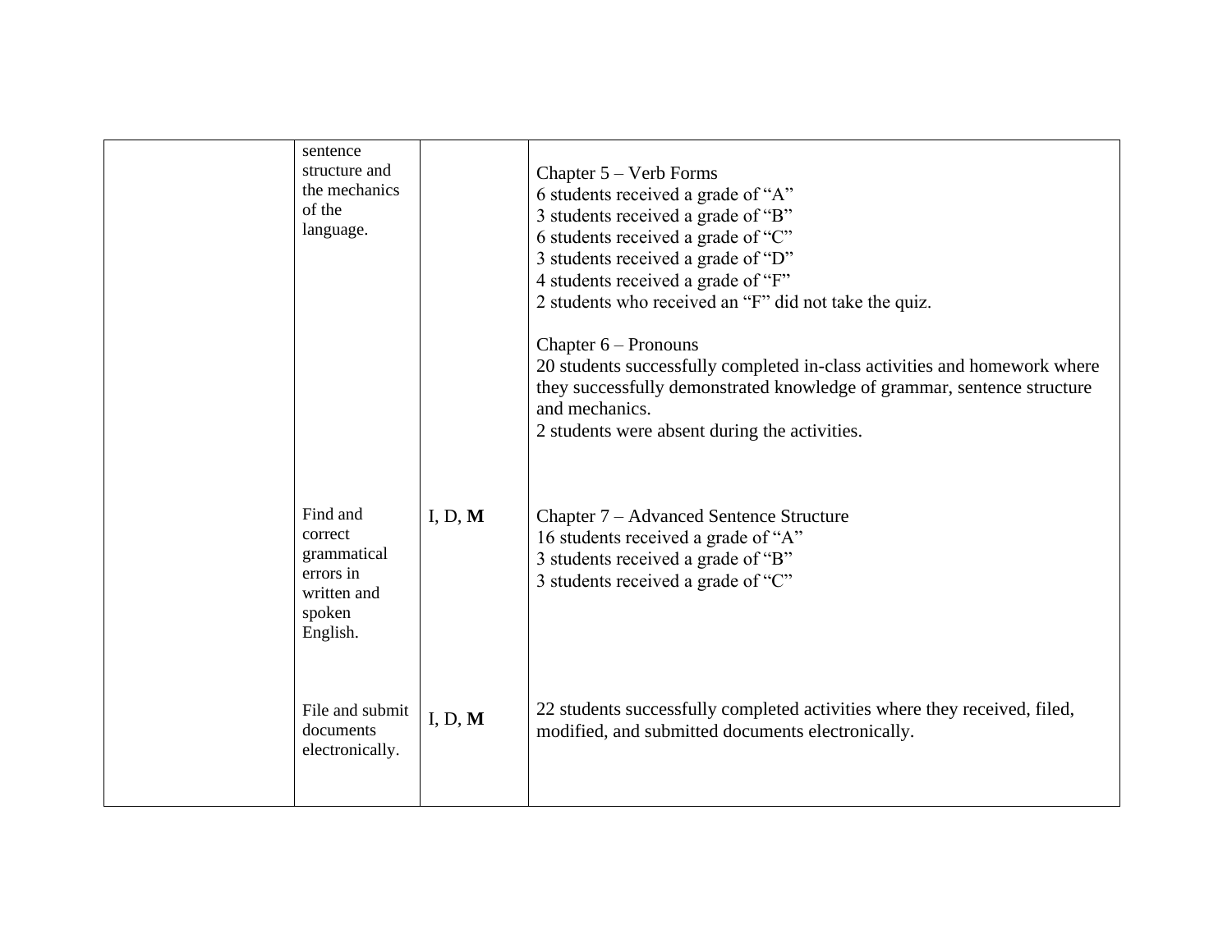|  |  |  |  |
|---|---|---|---|
|  | sentence structure and the mechanics of the language. |  | Chapter 5 – Verb Forms<br>6 students received a grade of “A”<br>3 students received a grade of “B”<br>6 students received a grade of “C”<br>3 students received a grade of “D”<br>4 students received a grade of “F”<br>2 students who received an “F” did not take the quiz.<br><br>Chapter 6 – Pronouns<br>20 students successfully completed in-class activities and homework where they successfully demonstrated knowledge of grammar, sentence structure and mechanics.<br>2 students were absent during the activities. |
|  | Find and correct grammatical errors in written and spoken English. | I, D, **M** | Chapter 7 – Advanced Sentence Structure<br>16 students received a grade of “A”<br>3 students received a grade of “B”<br>3 students received a grade of “C” |
|  | File and submit documents electronically. | I, D, **M** | 22 students successfully completed activities where they received, filed, modified, and submitted documents electronically. |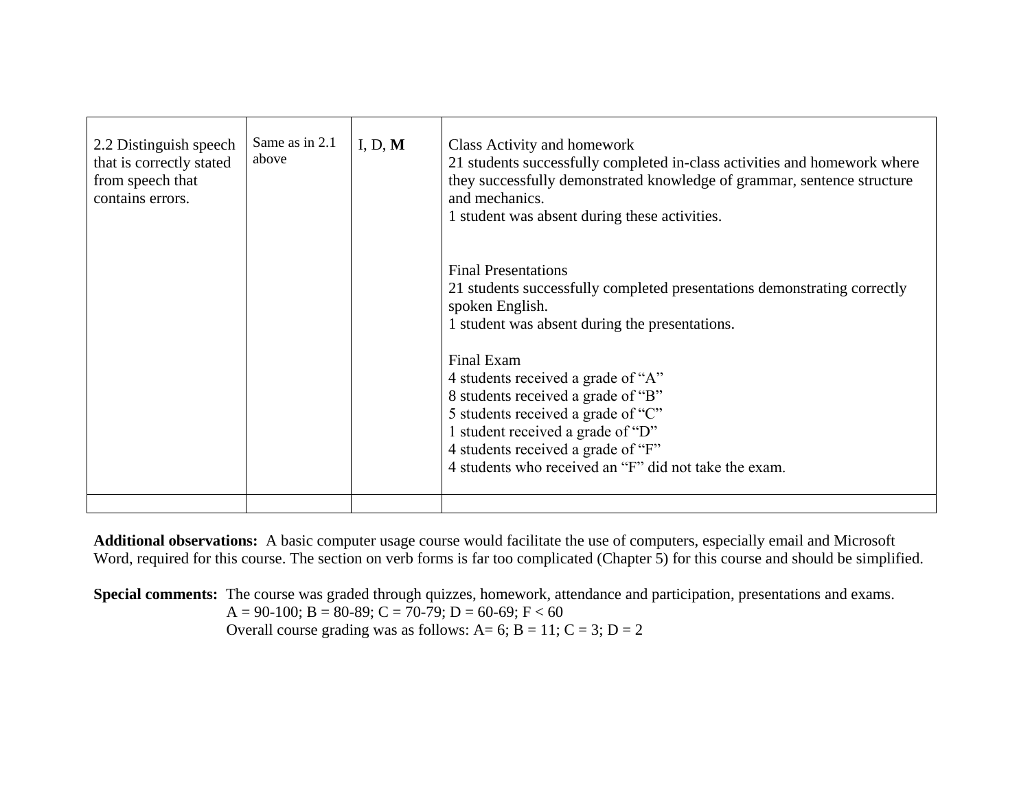| | | | |
|---|---|---|---|
| 2.2 Distinguish speech that is correctly stated from speech that contains errors. | Same as in 2.1 above | I, D, **M** | Class Activity and homework<br>21 students successfully completed in-class activities and homework where they successfully demonstrated knowledge of grammar, sentence structure and mechanics.<br>1 student was absent during these activities.<br><br>Final Presentations<br>21 students successfully completed presentations demonstrating correctly spoken English.<br>1 student was absent during the presentations.<br><br>Final Exam<br>4 students received a grade of "A"<br>8 students received a grade of "B"<br>5 students received a grade of "C"<br>1 student received a grade of "D"<br>4 students received a grade of "F"<br>4 students who received an "F" did not take the exam. |
| | | | |

**Additional observations:** A basic computer usage course would facilitate the use of computers, especially email and Microsoft Word, required for this course. The section on verb forms is far too complicated (Chapter 5) for this course and should be simplified.

**Special comments:** The course was graded through quizzes, homework, attendance and participation, presentations and exams.
A = 90-100; B = 80-89; C = 70-79; D = 60-69; F < 60
Overall course grading was as follows: A= 6; B = 11; C = 3; D = 2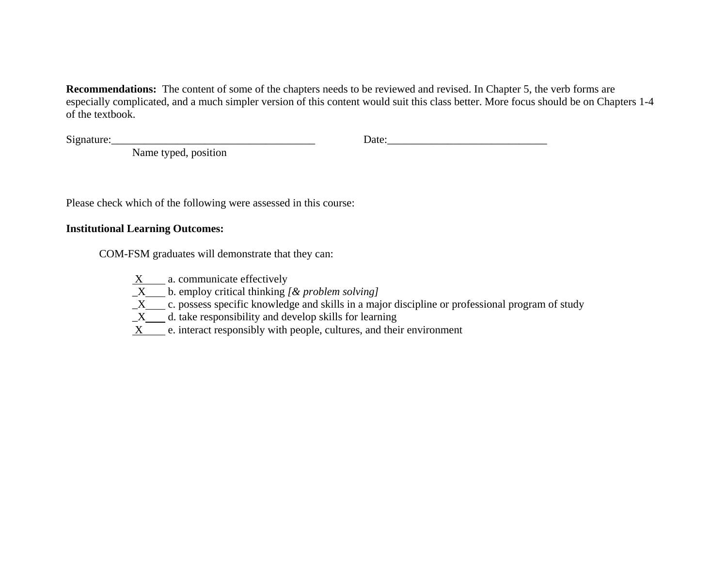**Recommendations:** The content of some of the chapters needs to be reviewed and revised. In Chapter 5, the verb forms are especially complicated, and a much simpler version of this content would suit this class better. More focus should be on Chapters 1-4 of the textbook.

Signature:_____________________________________ Date:_____________________________

Name typed, position

Please check which of the following were assessed in this course:

**Institutional Learning Outcomes:**

COM-FSM graduates will demonstrate that they can:

_X___ a. communicate effectively
_X___ b. employ critical thinking *[& problem solving]*
_X___ c. possess specific knowledge and skills in a major discipline or professional program of study
_X___ d. take responsibility and develop skills for learning
_X___ e. interact responsibly with people, cultures, and their environment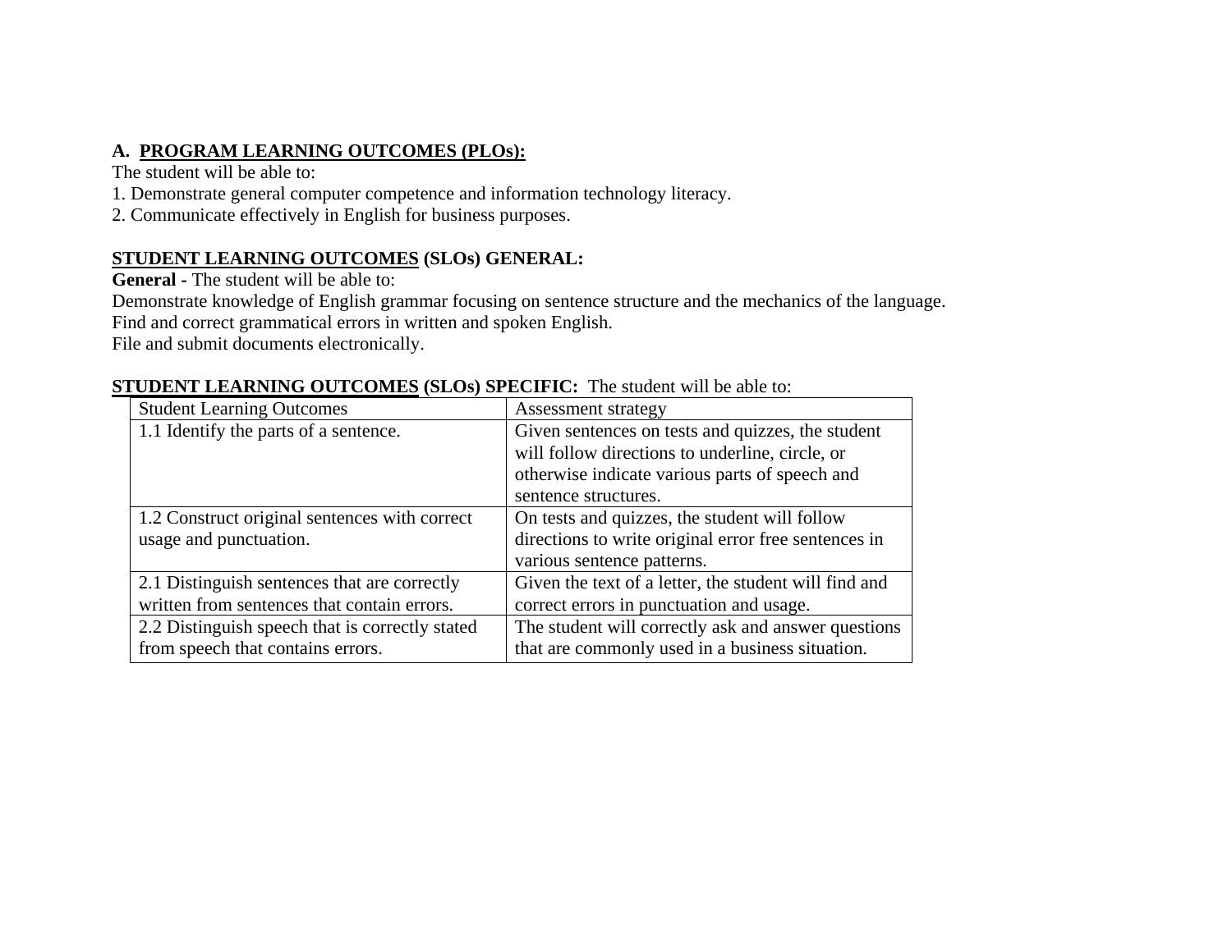**A. <u>PROGRAM LEARNING OUTCOMES (PLOs):</u>**

The student will be able to:

1. Demonstrate general computer competence and information technology literacy.
2. Communicate effectively in English for business purposes.

**<u>STUDENT LEARNING OUTCOMES</u> (SLOs) GENERAL:**

**General -** The student will be able to:

Demonstrate knowledge of English grammar focusing on sentence structure and the mechanics of the language.

Find and correct grammatical errors in written and spoken English.

File and submit documents electronically.

**<u>STUDENT LEARNING OUTCOMES</u> (SLOs) SPECIFIC:** The student will be able to:

| Student Learning Outcomes | Assessment strategy |
|---|---|
| 1.1 Identify the parts of a sentence. | Given sentences on tests and quizzes, the student will follow directions to underline, circle, or otherwise indicate various parts of speech and sentence structures. |
| 1.2 Construct original sentences with correct usage and punctuation. | On tests and quizzes, the student will follow directions to write original error free sentences in various sentence patterns. |
| 2.1 Distinguish sentences that are correctly written from sentences that contain errors. | Given the text of a letter, the student will find and correct errors in punctuation and usage. |
| 2.2 Distinguish speech that is correctly stated from speech that contains errors. | The student will correctly ask and answer questions that are commonly used in a business situation. |